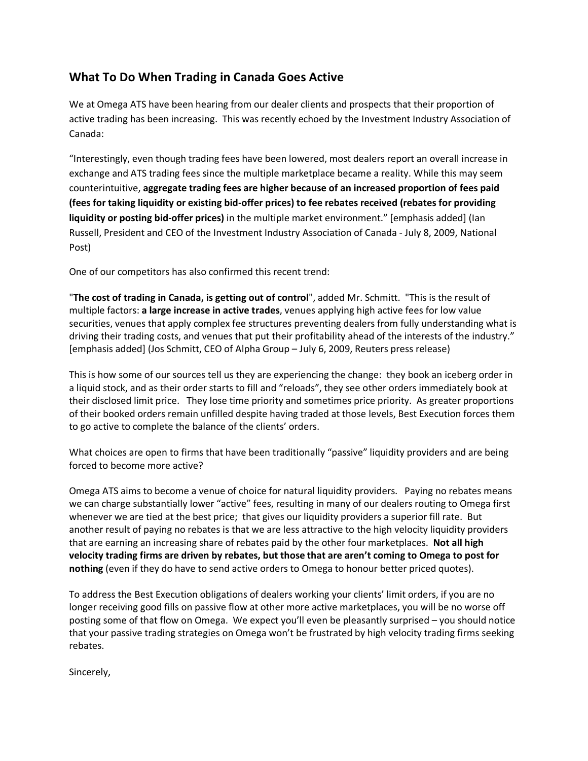## What To Do When Trading in Canada Goes Active

We at Omega ATS have been hearing from our dealer clients and prospects that their proportion of active trading has been increasing. This was recently echoed by the Investment Industry Association of Canada:

"Interestingly, even though trading fees have been lowered, most dealers report an overall increase in exchange and ATS trading fees since the multiple marketplace became a reality. While this may seem counterintuitive, **aggregate trading fees are higher because of an increased proportion of fees paid (fees for taking liquidity or existing bid-offer prices) to fee rebates received (rebates for providing liquidity or posting bid-offer prices)** in the multiple market environment." [emphasis added] (Ian Russell, President and CEO of the Investment Industry Association of Canada - July 8, 2009, National Post)

One of our competitors has also confirmed this recent trend:

"**The cost of trading in Canada, is getting out of control**", added Mr. Schmitt. "This is the result of multiple factors: **a large increase in active trades**, venues applying high active fees for low value securities, venues that apply complex fee structures preventing dealers from fully understanding what is driving their trading costs, and venues that put their profitability ahead of the interests of the industry." [emphasis added] (Jos Schmitt, CEO of Alpha Group – July 6, 2009, Reuters press release)

This is how some of our sources tell us they are experiencing the change: they book an iceberg order in a liquid stock, and as their order starts to fill and "reloads", they see other orders immediately book at their disclosed limit price. They lose time priority and sometimes price priority. As greater proportions of their booked orders remain unfilled despite having traded at those levels, Best Execution forces them to go active to complete the balance of the clients' orders.

What choices are open to firms that have been traditionally "passive" liquidity providers and are being forced to become more active?

Omega ATS aims to become a venue of choice for natural liquidity providers. Paying no rebates means we can charge substantially lower "active" fees, resulting in many of our dealers routing to Omega first whenever we are tied at the best price; that gives our liquidity providers a superior fill rate. But another result of paying no rebates is that we are less attractive to the high velocity liquidity providers that are earning an increasing share of rebates paid by the other four marketplaces. **Not all high velocity trading firms are driven by rebates, but those that are aren't coming to Omega to post for nothing** (even if they do have to send active orders to Omega to honour better priced quotes).

To address the Best Execution obligations of dealers working your clients' limit orders, if you are no longer receiving good fills on passive flow at other more active marketplaces, you will be no worse off posting some of that flow on Omega. We expect you'll even be pleasantly surprised – you should notice that your passive trading strategies on Omega won't be frustrated by high velocity trading firms seeking rebates.

Sincerely,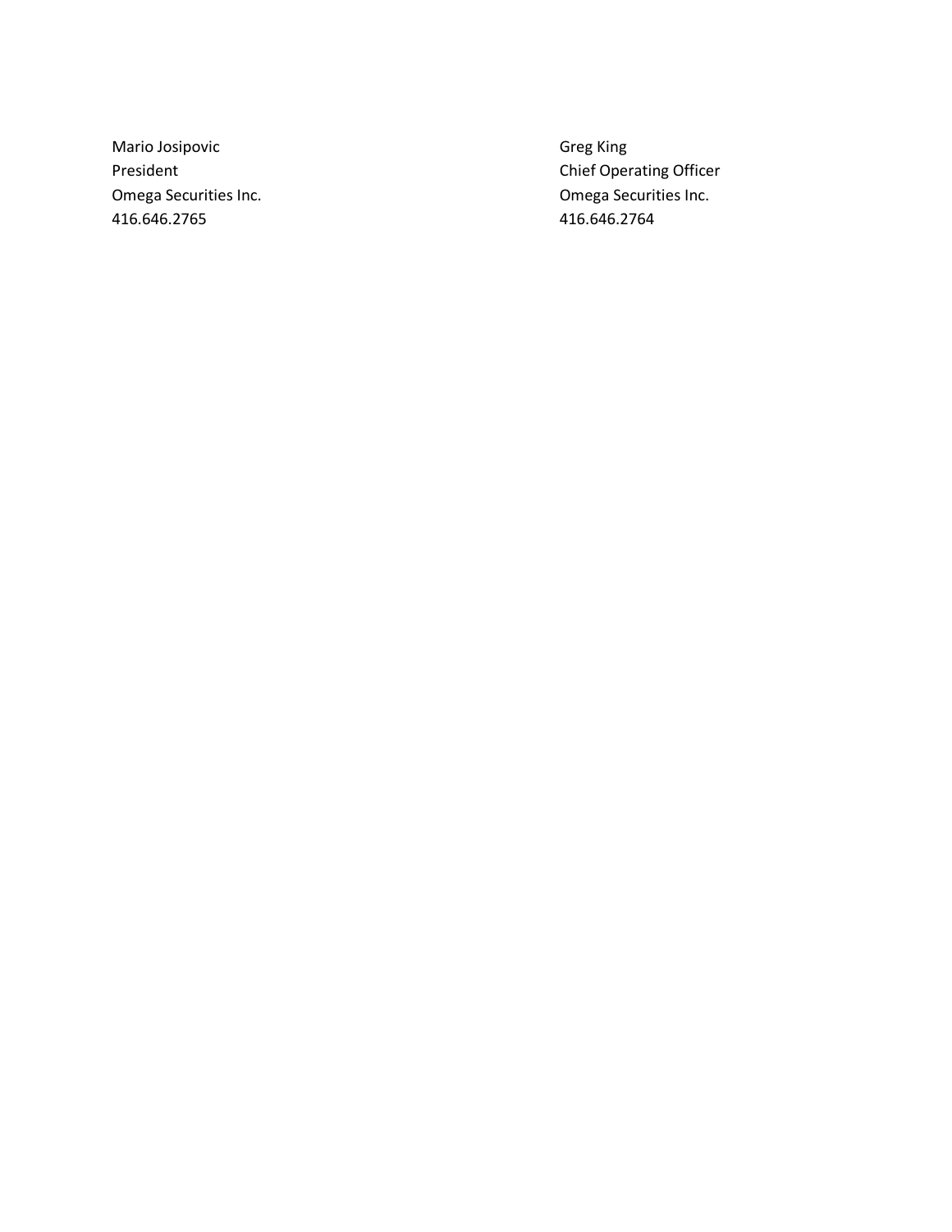Mario Josipovic
President
Omega Securities Inc.
416.646.2765

Greg King
Chief Operating Officer
Omega Securities Inc.
416.646.2764